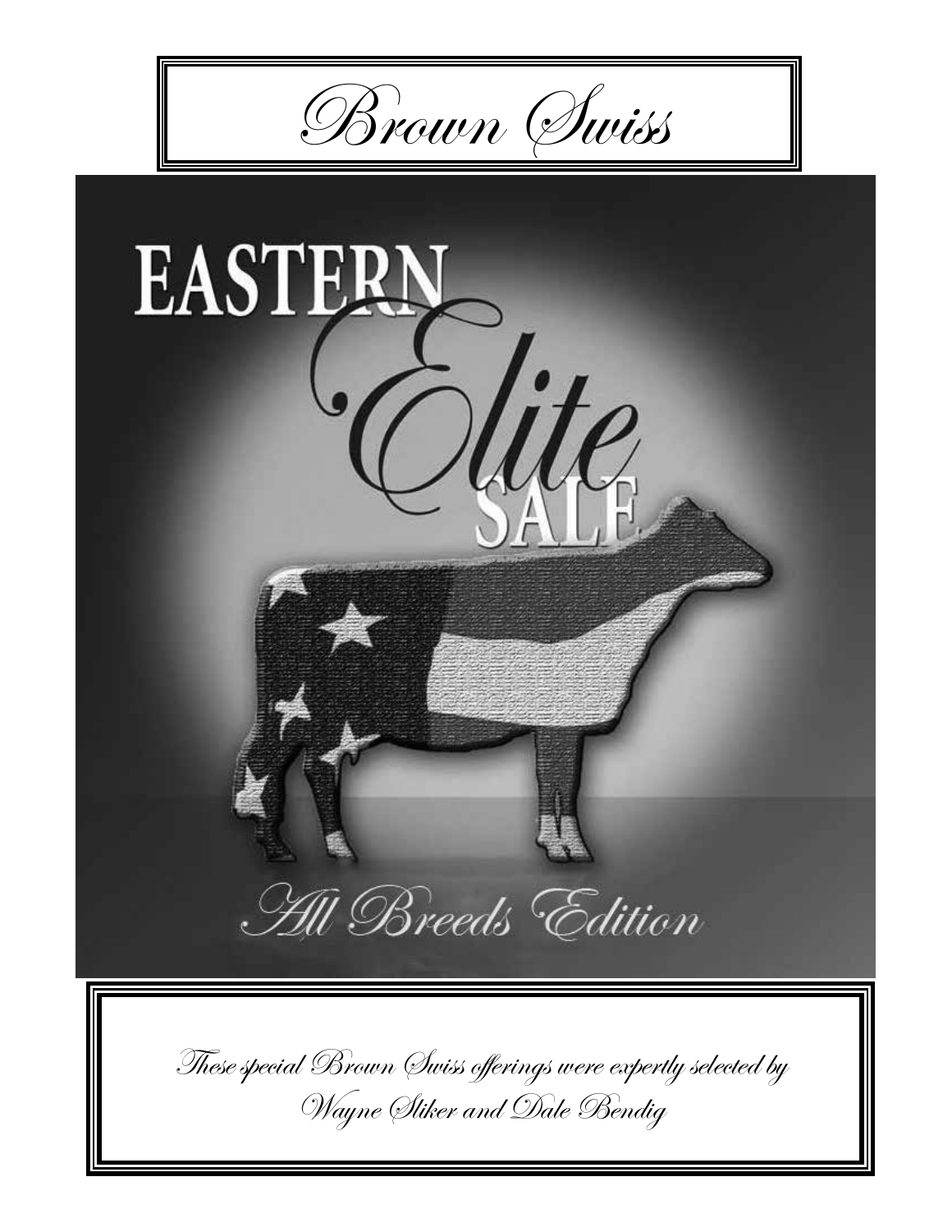# Brown Swiss

EASTERN

*Elite*

SALE

*All Breeds Edition*

*These special Brown Swiss offerings were expertly selected by Wayne Sliker and Dale Bendig*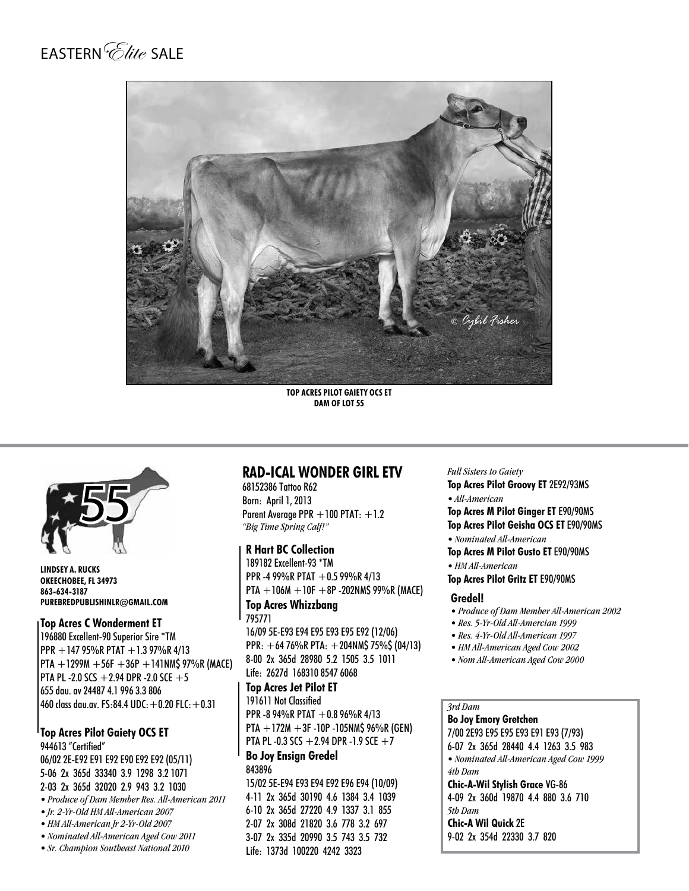TOP ACRES PILOT GAIETY OCS ET
DAM OF LOT 55

55

**LINDSEY A. RUCKS**
**OKEECHOBEE, FL 34973**
**863-634-3187**
**PUREBREDPUBLISHINLR@GMAIL.COM**

**Top Acres C Wonderment ET**
196880 Excellent-90 Superior Sire *TM
PPR +147 95%R PTAT +1.3 97%R 4/13
PTA +1299M +56F +36P +141NM$ 97%R (MACE)
PTA PL -2.0 SCS +2.94 DPR -2.0 SCE +5
655 dau. av 24487 4.1 996 3.3 806
460 class dau.av. FS:84.4 UDC:+0.20 FLC:+0.31

**Top Acres Pilot Gaiety OCS ET**
944613 "Certified"
06/02 2E-E92 E91 E92 E90 E92 E92 (05/11)
5-06 2x 365d 33340 3.9 1298 3.2 1071
2-03 2x 365d 32020 2.9 943 3.2 1030
- *Produce of Dam Member Res. All-American 2011*
- *Jr. 2-Yr-Old HM All-American 2007*
- *HM All-American Jr 2-Yr-Old 2007*
- *Nominated All-American Aged Cow 2011*
- *Sr. Champion Southeast National 2010*

## RAD-ICAL WONDER GIRL ETV

68152386 Tattoo R62
Born: April 1, 2013
Parent Average PPR +100 PTAT: +1.2
*"Big Time Spring Calf!"*

**R Hart BC Collection**
189182 Excellent-93 *TM
PPR -4 99%R PTAT +0.5 99%R 4/13
PTA +106M +10F +8P -202NM$ 99%R (MACE)

**Top Acres Whizzbang**
795771
16/09 5E-E93 E94 E95 E93 E95 E92 (12/06)
PPR: +64 76%R PTA: +204NM$ 75%$ (04/13)
8-00 2x 365d 28980 5.2 1505 3.5 1011
Life: 2627d 168310 8547 6068

**Top Acres Jet Pilot ET**
191611 Not Classified
PPR -8 94%R PTAT +0.8 96%R 4/13
PTA +172M +3F -10P -105NM$ 96%R (GEN)
PTA PL -0.3 SCS +2.94 DPR -1.9 SCE +7

**Bo Joy Ensign Gredel**
843896
15/02 5E-E94 E93 E94 E92 E96 E94 (10/09)
4-11 2x 365d 30190 4.6 1384 3.4 1039
6-10 2x 365d 27220 4.9 1337 3.1 855
2-07 2x 308d 21820 3.6 778 3.2 697
3-07 2x 335d 20990 3.5 743 3.5 732
Life: 1373d 100220 4242 3323

*Full Sisters to Gaiety*
**Top Acres Pilot Groovy ET** 2E92/93MS
- *All-American*

**Top Acres M Pilot Ginger ET** E90/90MS
**Top Acres Pilot Geisha OCS ET** E90/90MS
- *Nominated All-American*

**Top Acres M Pilot Gusto ET** E90/90MS
- *HM All-American*

**Top Acres Pilot Gritz ET** E90/90MS

**Gredel!**
- *Produce of Dam Member All-American 2002*
- *Res. 5-Yr-Old All-Amercian 1999*
- *Res. 4-Yr-Old All-American 1997*
- *HM All-American Aged Cow 2002*
- *Nom All-American Aged Cow 2000*

*3rd Dam*
**Bo Joy Emory Gretchen**
7/00 2E93 E95 E95 E93 E91 E93 (7/93)
6-07 2x 365d 28440 4.4 1263 3.5 983
- *Nominated All-American Aged Cow 1999*

*4th Dam*
**Chic-A-Wil Stylish Grace** VG-86
4-09 2x 360d 19870 4.4 880 3.6 710

*5th Dam*
**Chic-A Wil Quick** 2E
9-02 2x 354d 22330 3.7 820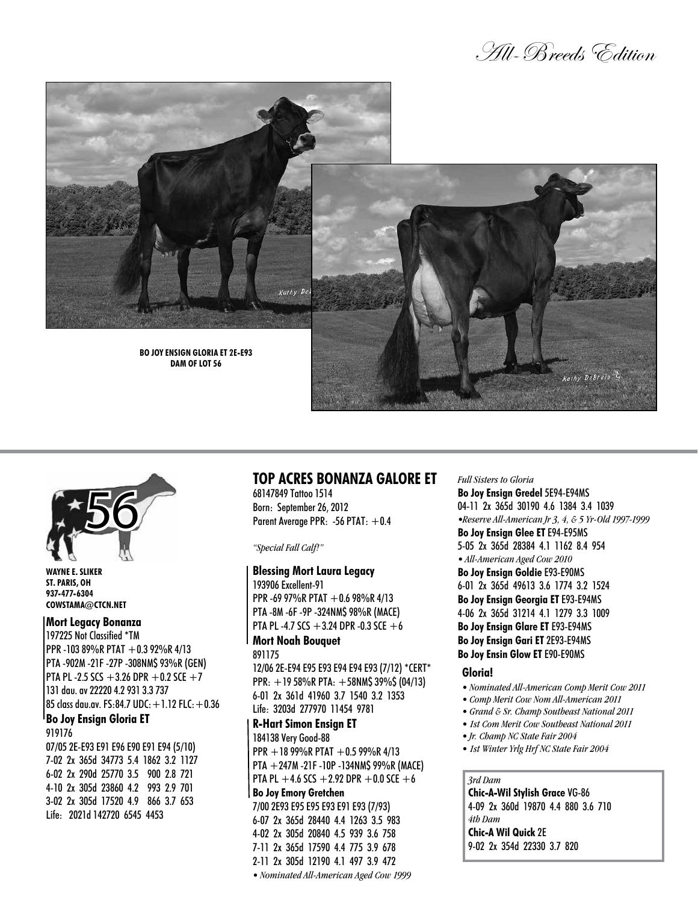BO JOY ENSIGN GLORIA ET 2E-E93
DAM OF LOT 56

56

**WAYNE E. SLIKER**
**ST. PARIS, OH**
**937-477-6304**
**COWSTAMA@CTCN.NET**

**Mort Legacy Bonanza**
197225 Not Classified *TM
PPR -103 89%R PTAT +0.3 92%R 4/13
PTA -902M -21F -27P -308NM$ 93%R (GEN)
PTA PL -2.5 SCS +3.26 DPR +0.2 SCE +7
131 dau. av 22220 4.2 931 3.3 737
85 class dau.av. FS:84.7 UDC:+1.12 FLC:+0.36

**Bo Joy Ensign Gloria ET**
919176
07/05 2E-E93 E91 E96 E90 E91 E94 (5/10)
7-02 2x 365d 34773 5.4 1862 3.2 1127
6-02 2x 290d 25770 3.5 900 2.8 721
4-10 2x 305d 23860 4.2 993 2.9 701
3-02 2x 305d 17520 4.9 866 3.7 653
Life: 2021d 142720 6545 4453

## TOP ACRES BONANZA GALORE ET

68147849 Tattoo 1514
Born: September 26, 2012
Parent Average PPR: -56 PTAT: +0.4

*"Special Fall Calf!"*

**Blessing Mort Laura Legacy**
193906 Excellent-91
PPR -69 97%R PTAT +0.6 98%R 4/13
PTA -8M -6F -9P -324NM$ 98%R (MACE)
PTA PL -4.7 SCS +3.24 DPR -0.3 SCE +6

**Mort Noah Bouquet**
891175
12/06 2E-E94 E95 E93 E94 E94 E93 (7/12) *CERT*
PPR: +19 58%R PTA: +58NM$ 39%$ (04/13)
6-01 2x 361d 41960 3.7 1540 3.2 1353
Life: 3203d 277970 11454 9781

**R-Hart Simon Ensign ET**
184138 Very Good-88
PPR +18 99%R PTAT +0.5 99%R 4/13
PTA +247M -21F -10P -134NM$ 99%R (MACE)
PTA PL +4.6 SCS +2.92 DPR +0.0 SCE +6

**Bo Joy Emory Gretchen**
7/00 2E93 E95 E95 E93 E91 E93 (7/93)
6-07 2x 365d 28440 4.4 1263 3.5 983
4-02 2x 305d 20840 4.5 939 3.6 758
7-11 2x 365d 17590 4.4 775 3.9 678
2-11 2x 305d 12190 4.1 497 3.9 472
*• Nominated All-American Aged Cow 1999*

*Full Sisters to Gloria*

**Bo Joy Ensign Gredel** 5E94-E94MS
04-11 2x 365d 30190 4.6 1384 3.4 1039
*•Reserve All-American Jr 3, 4, & 5 Yr-Old 1997-1999*

**Bo Joy Ensign Glee ET** E94-E95MS
5-05 2x 365d 28384 4.1 1162 8.4 954
*• All-American Aged Cow 2010*

**Bo Joy Ensign Goldie** E93-E90MS
6-01 2x 365d 49613 3.6 1774 3.2 1524

**Bo Joy Ensign Georgia ET** E93-E94MS
4-06 2x 365d 31214 4.1 1279 3.3 1009

**Bo Joy Ensign Glare ET** E93-E94MS

**Bo Joy Ensign Gari ET** 2E93-E94MS

**Bo Joy Ensin Glow ET** E90-E90MS

**Gloria!**

- *Nominated All-American Comp Merit Cow 2011*
- *Comp Merit Cow Nom All-American 2011*
- *Grand & Sr. Champ Southeast National 2011*
- *1st Com Merit Cow Southeast National 2011*
- *Jr. Champ NC State Fair 2004*
- *1st Winter Yrlg Hrf NC State Fair 2004*

*3rd Dam*
**Chic-A-Wil Stylish Grace** VG-86
4-09 2x 360d 19870 4.4 880 3.6 710
*4th Dam*
**Chic-A Wil Quick** 2E
9-02 2x 354d 22330 3.7 820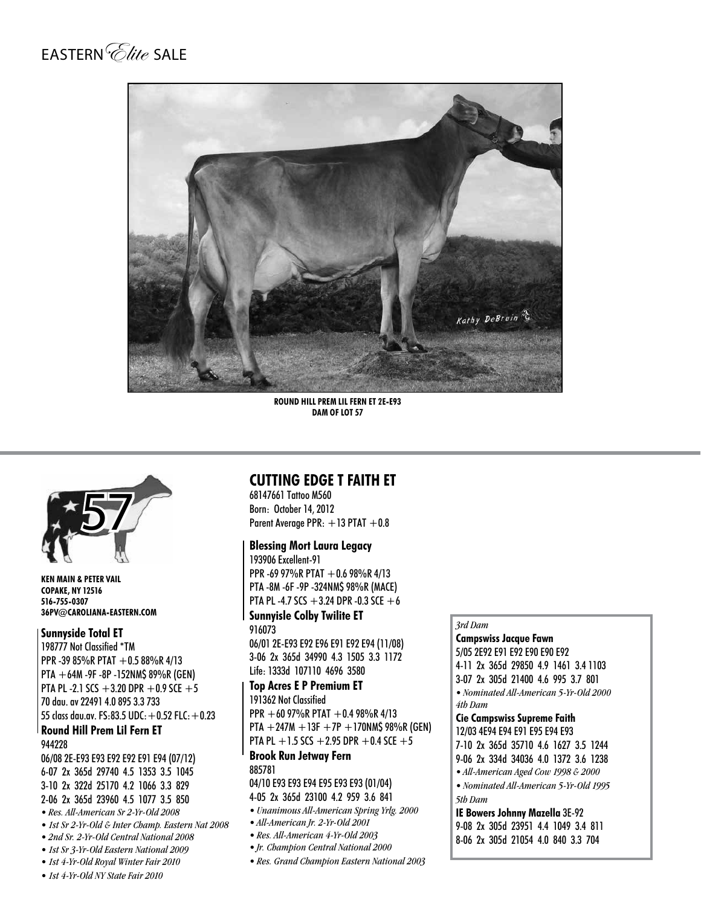EASTERN *Elite* SALE

ROUND HILL PREM LIL FERN ET 2E-E93
DAM OF LOT 57

57

**KEN MAIN & PETER VAIL**
**COPAKE, NY 12516**
**516-755-0307**
**36PV@CAROLIANA-EASTERN.COM**

## CUTTING EDGE T FAITH ET

68147661 Tattoo M560
Born: October 14, 2012
Parent Average PPR: +13 PTAT +0.8

**Sunnyside Total ET**
198777 Not Classified *TM
PPR -39 85%R PTAT +0.5 88%R 4/13
PTA +64M -9F -8P -152NM$ 89%R (GEN)
PTA PL -2.1 SCS +3.20 DPR +0.9 SCE +5
70 dau. av 22491 4.0 895 3.3 733
55 class dau.av. FS:83.5 UDC:+0.52 FLC:+0.23

**Round Hill Prem Lil Fern ET**
944228
06/08 2E-E93 E93 E92 E92 E91 E94 (07/12)
6-07 2x 365d 29740 4.5 1353 3.5 1045
3-10 2x 322d 25170 4.2 1066 3.3 829
2-06 2x 365d 23960 4.5 1077 3.5 850

- *Res. All-American Sr 2-Yr-Old 2008*
- *1st Sr 2-Yr-Old & Inter Champ. Eastern Nat 2008*
- *2nd Sr. 2-Yr-Old Central National 2008*
- *1st Sr 3-Yr-Old Eastern National 2009*
- *1st 4-Yr-Old Royal Winter Fair 2010*
- *1st 4-Yr-Old NY State Fair 2010*

**Blessing Mort Laura Legacy**
193906 Excellent-91
PPR -69 97%R PTAT +0.6 98%R 4/13
PTA -8M -6F -9P -324NM$ 98%R (MACE)
PTA PL -4.7 SCS +3.24 DPR -0.3 SCE +6

**Sunnyisle Colby Twilite ET**
916073
06/01 2E-E93 E92 E96 E91 E92 E94 (11/08)
3-06 2x 365d 34990 4.3 1505 3.3 1172
Life: 1333d 107110 4696 3580

**Top Acres E P Premium ET**
191362 Not Classified
PPR +60 97%R PTAT +0.4 98%R 4/13
PTA +247M +13F +7P +170NM$ 98%R (GEN)
PTA PL +1.5 SCS +2.95 DPR +0.4 SCE +5

**Brook Run Jetway Fern**
885781
04/10 E93 E93 E94 E95 E93 E93 (01/04)
4-05 2x 365d 23100 4.2 959 3.6 841

- *Unanimous All-American Spring Yrlg. 2000*
- *All-American Jr. 2-Yr-Old 2001*
- *Res. All-American 4-Yr-Old 2003*
- *Jr. Champion Central National 2000*
- *Res. Grand Champion Eastern National 2003*

*3rd Dam*
**Campswiss Jacque Fawn**
5/05 2E92 E91 E92 E90 E90 E92
4-11 2x 365d 29850 4.9 1461 3.4 1103
3-07 2x 305d 21400 4.6 995 3.7 801

- *Nominated All-American 5-Yr-Old 2000*

*4th Dam*
**Cie Campswiss Supreme Faith**
12/03 4E94 E94 E91 E95 E94 E93
7-10 2x 365d 35710 4.6 1627 3.5 1244
9-06 2x 334d 34036 4.0 1372 3.6 1238

- *All-American Aged Cow 1998 & 2000*
- *Nominated All-American 5-Yr-Old 1995*

*5th Dam*
**IE Bowers Johnny Mazella** 3E-92
9-08 2x 305d 23951 4.4 1049 3.4 811
8-06 2x 305d 21054 4.0 840 3.3 704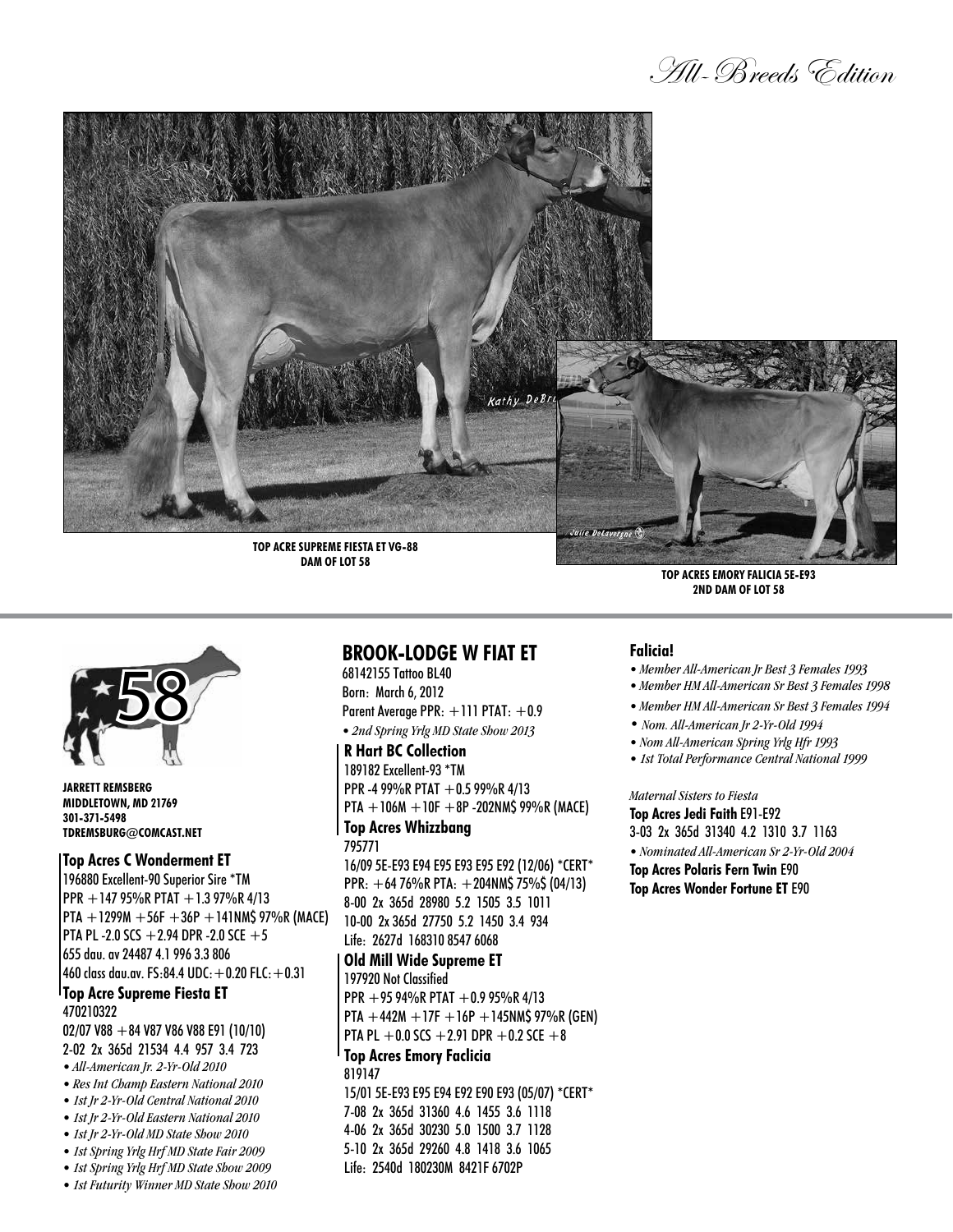TOP ACRE SUPREME FIESTA ET VG-88
DAM OF LOT 58

TOP ACRES EMORY FALICIA 5E-E93
2ND DAM OF LOT 58

58

**JARRETT REMSBERG**
**MIDDLETOWN, MD 21769**
**301-371-5498**
**TDREMSBURG@COMCAST.NET**

**Top Acres C Wonderment ET**
196880 Excellent-90 Superior Sire *TM
PPR +147 95%R PTAT +1.3 97%R 4/13
PTA +1299M +56F +36P +141NM$ 97%R (MACE)
PTA PL -2.0 SCS +2.94 DPR -2.0 SCE +5
655 dau. av 24487 4.1 996 3.3 806
460 class dau.av. FS:84.4 UDC:+0.20 FLC:+0.31

**Top Acre Supreme Fiesta ET**
470210322
02/07 V88 +84 V87 V86 V88 E91 (10/10)
2-02 2x 365d 21534 4.4 957 3.4 723

- *All-American Jr. 2-Yr-Old 2010*
- *Res Int Champ Eastern National 2010*
- *1st Jr 2-Yr-Old Central National 2010*
- *1st Jr 2-Yr-Old Eastern National 2010*
- *1st Jr 2-Yr-Old MD State Show 2010*
- *1st Spring Yrlg Hrf MD State Fair 2009*
- *1st Spring Yrlg Hrf MD State Show 2009*
- *1st Futurity Winner MD State Show 2010*

## BROOK-LODGE W FIAT ET

68142155 Tattoo BL40
Born: March 6, 2012
Parent Average PPR: +111 PTAT: +0.9

- *2nd Spring Yrlg MD State Show 2013*

**R Hart BC Collection**
189182 Excellent-93 *TM
PPR -4 99%R PTAT +0.5 99%R 4/13
PTA +106M +10F +8P -202NM$ 99%R (MACE)

**Top Acres Whizzbang**
795771
16/09 5E-E93 E94 E95 E93 E95 E92 (12/06) *CERT*
PPR: +64 76%R PTA: +204NM$ 75%$ (04/13)
8-00 2x 365d 28980 5.2 1505 3.5 1011
10-00 2x 365d 27750 5.2 1450 3.4 934
Life: 2627d 168310 8547 6068

**Old Mill Wide Supreme ET**
197920 Not Classified
PPR +95 94%R PTAT +0.9 95%R 4/13
PTA +442M +17F +16P +145NM$ 97%R (GEN)
PTA PL +0.0 SCS +2.91 DPR +0.2 SCE +8

**Top Acres Emory Faclicia**
819147
15/01 5E-E93 E95 E94 E92 E90 E93 (05/07) *CERT*
7-08 2x 365d 31360 4.6 1455 3.6 1118
4-06 2x 365d 30230 5.0 1500 3.7 1128
5-10 2x 365d 29260 4.8 1418 3.6 1065
Life: 2540d 180230M 8421F 6702P

**Falicia!**

- *Member All-American Jr Best 3 Females 1993*
- *Member HM All-American Sr Best 3 Females 1998*
- *Member HM All-American Sr Best 3 Females 1994*
- *Nom. All-American Jr 2-Yr-Old 1994*
- *Nom All-American Spring Yrlg Hfr 1993*
- *1st Total Performance Central National 1999*

*Maternal Sisters to Fiesta*

**Top Acres Jedi Faith** E91-E92
3-03 2x 365d 31340 4.2 1310 3.7 1163

- *Nominated All-American Sr 2-Yr-Old 2004*

**Top Acres Polaris Fern Twin** E90
**Top Acres Wonder Fortune ET** E90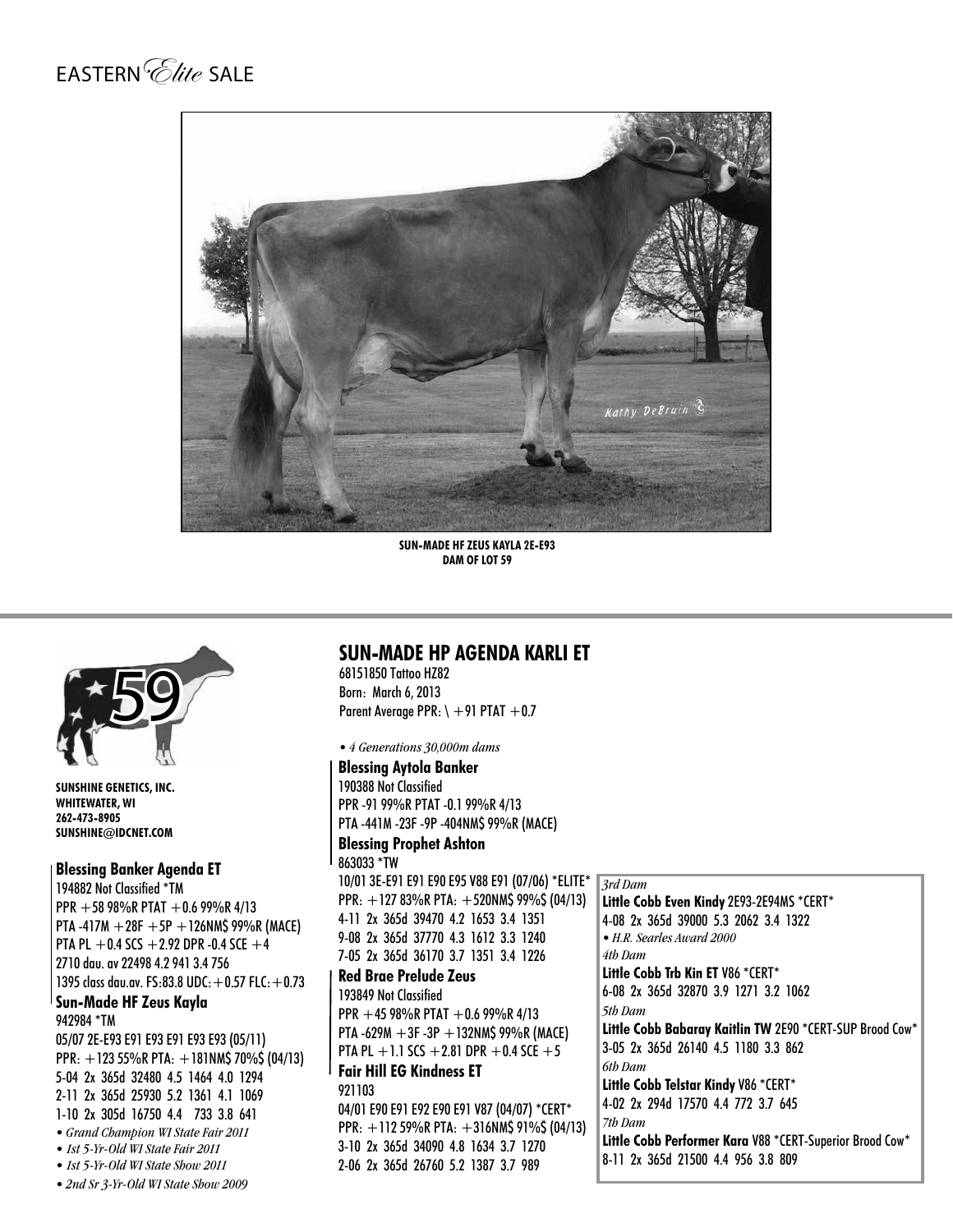# EASTERN *Elite* SALE

SUN-MADE HF ZEUS KAYLA 2E-E93
DAM OF LOT 59

59

SUNSHINE GENETICS, INC.
WHITEWATER, WI
262-473-8905
SUNSHINE@IDCNET.COM

## SUN-MADE HP AGENDA KARLI ET

68151850 Tattoo HZ82
Born: March 6, 2013
Parent Average PPR: \ +91 PTAT +0.7

- *4 Generations 30,000m dams*

**Blessing Banker Agenda ET**
194882 Not Classified *TM
PPR +58 98%R PTAT +0.6 99%R 4/13
PTA -417M +28F +5P +126NM$ 99%R (MACE)
PTA PL +0.4 SCS +2.92 DPR -0.4 SCE +4
2710 dau. av 22498 4.2 941 3.4 756
1395 class dau.av. FS:83.8 UDC:+0.57 FLC:+0.73

**Sun-Made HF Zeus Kayla**
942984 *TM
05/07 2E-E93 E91 E93 E91 E93 E93 (05/11)
PPR: +123 55%R PTA: +181NM$ 70%$ (04/13)
5-04 2x 365d 32480 4.5 1464 4.0 1294
2-11 2x 365d 25930 5.2 1361 4.1 1069
1-10 2x 305d 16750 4.4 733 3.8 641

- *Grand Champion WI State Fair 2011*
- *1st 5-Yr-Old WI State Fair 2011*
- *1st 5-Yr-Old WI State Show 2011*
- *2nd Sr 3-Yr-Old WI State Show 2009*

**Blessing Aytola Banker**
190388 Not Classified
PPR -91 99%R PTAT -0.1 99%R 4/13
PTA -441M -23F -9P -404NM$ 99%R (MACE)

**Blessing Prophet Ashton**
863033 *TW
10/01 3E-E91 E91 E90 E95 V88 E91 (07/06) *ELITE*
PPR: +127 83%R PTA: +520NM$ 99%$ (04/13)
4-11 2x 365d 39470 4.2 1653 3.4 1351
9-08 2x 365d 37770 4.3 1612 3.3 1240
7-05 2x 365d 36170 3.7 1351 3.4 1226

**Red Brae Prelude Zeus**
193849 Not Classified
PPR +45 98%R PTAT +0.6 99%R 4/13
PTA -629M +3F -3P +132NM$ 99%R (MACE)
PTA PL +1.1 SCS +2.81 DPR +0.4 SCE +5

**Fair Hill EG Kindness ET**
921103
04/01 E90 E91 E92 E90 E91 V87 (04/07) *CERT*
PPR: +112 59%R PTA: +316NM$ 91%$ (04/13)
3-10 2x 365d 34090 4.8 1634 3.7 1270
2-06 2x 365d 26760 5.2 1387 3.7 989

*3rd Dam*
**Little Cobb Even Kindy** 2E93-2E94MS *CERT*
4-08 2x 365d 39000 5.3 2062 3.4 1322

- *H.R. Searles Award 2000*

*4th Dam*
**Little Cobb Trb Kin ET** V86 *CERT*
6-08 2x 365d 32870 3.9 1271 3.2 1062

*5th Dam*
**Little Cobb Babaray Kaitlin TW** 2E90 *CERT-SUP Brood Cow*
3-05 2x 365d 26140 4.5 1180 3.3 862

*6th Dam*
**Little Cobb Telstar Kindy** V86 *CERT*
4-02 2x 294d 17570 4.4 772 3.7 645

*7th Dam*
**Little Cobb Performer Kara** V88 *CERT-Superior Brood Cow*
8-11 2x 365d 21500 4.4 956 3.8 809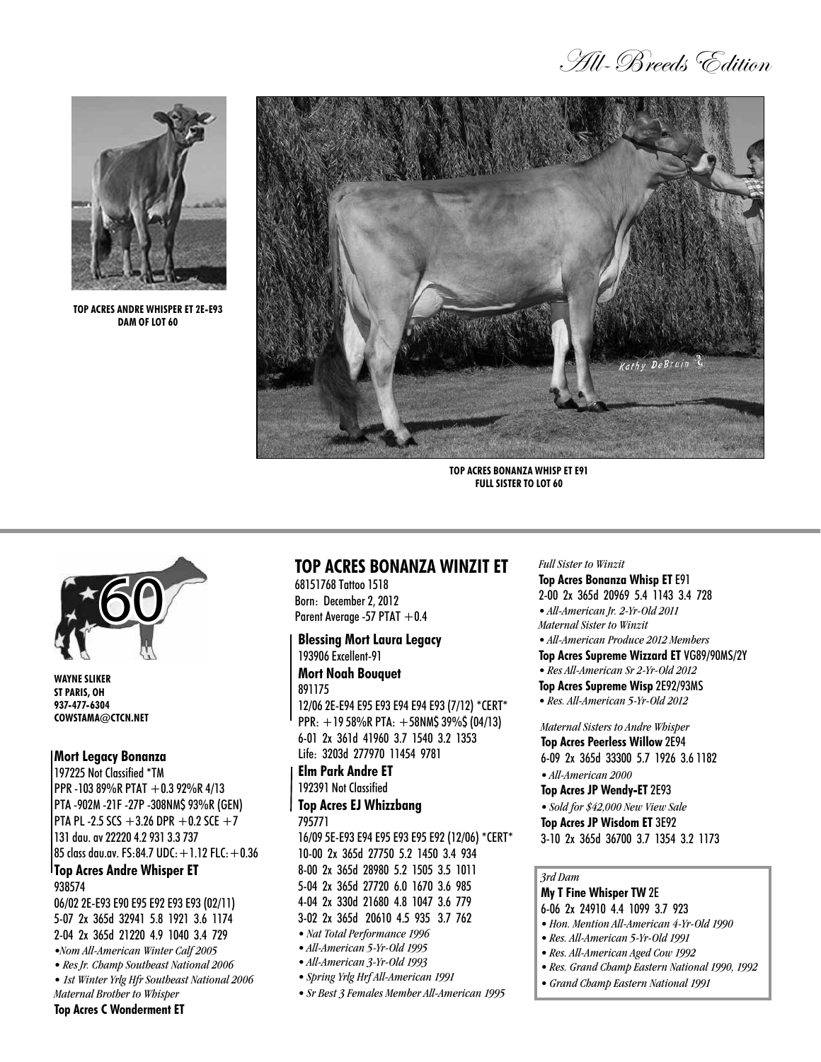All-Breeds Edition

TOP ACRES ANDRE WHISPER ET 2E-E93
DAM OF LOT 60

TOP ACRES BONANZA WHISP ET E91
FULL SISTER TO LOT 60

60

**WAYNE SLIKER**
**ST PARIS, OH**
**937-477-6304**
**COWSTAMA@CTCN.NET**

## TOP ACRES BONANZA WINZIT ET

68151768 Tattoo 1518
Born: December 2, 2012
Parent Average -57 PTAT +0.4

**Blessing Mort Laura Legacy**
193906 Excellent-91

**Mort Noah Bouquet**
891175
12/06 2E-E94 E95 E93 E94 E94 E93 (7/12) *CERT*
PPR: +19 58%R PTA: +58NM$ 39%$ (04/13)
6-01 2x 361d 41960 3.7 1540 3.2 1353
Life: 3203d 277970 11454 9781

**Mort Legacy Bonanza**
197225 Not Classified *TM
PPR -103 89%R PTAT +0.3 92%R 4/13
PTA -902M -21F -27P -308NM$ 93%R (GEN)
PTA PL -2.5 SCS +3.26 DPR +0.2 SCE +7
131 dau. av 22220 4.2 931 3.3 737
85 class dau.av. FS:84.7 UDC:+1.12 FLC:+0.36

**Elm Park Andre ET**
192391 Not Classified

**Top Acres EJ Whizzbang**
795771
16/09 5E-E93 E94 E95 E93 E95 E92 (12/06) *CERT*
10-00 2x 365d 27750 5.2 1450 3.4 934
8-00 2x 365d 28980 5.2 1505 3.5 1011
5-04 2x 365d 27720 6.0 1670 3.6 985
4-04 2x 330d 21680 4.8 1047 3.6 779
3-02 2x 365d 20610 4.5 935 3.7 762
- *Nat Total Performance 1996*
- *All-American 5-Yr-Old 1995*
- *All-American 3-Yr-Old 1993*
- *Spring Yrlg Hrf All-American 1991*
- *Sr Best 3 Females Member All-American 1995*

**Top Acres Andre Whisper ET**
938574
06/02 2E-E93 E90 E95 E92 E93 E93 (02/11)
5-07 2x 365d 32941 5.8 1921 3.6 1174
2-04 2x 365d 21220 4.9 1040 3.4 729
- *Nom All-American Winter Calf 2005*
- *Res Jr. Champ Southeast National 2006*
- *1st Winter Yrlg Hfr Southeast National 2006*

*Maternal Brother to Whisper*
**Top Acres C Wonderment ET**

*Full Sister to Winzit*
**Top Acres Bonanza Whisp ET** E91
2-00 2x 365d 20969 5.4 1143 3.4 728
- *All-American Jr. 2-Yr-Old 2011*

*Maternal Sister to Winzit*
- *All-American Produce 2012 Members*

**Top Acres Supreme Wizzard ET** VG89/90MS/2Y
- *Res All-American Sr 2-Yr-Old 2012*

**Top Acres Supreme Wisp** 2E92/93MS
- *Res. All-American 5-Yr-Old 2012*

*Maternal Sisters to Andre Whisper*
**Top Acres Peerless Willow** 2E94
6-09 2x 365d 33300 5.7 1926 3.6 1182
- *All-American 2000*

**Top Acres JP Wendy-ET** 2E93
- *Sold for $42,000 New View Sale*

**Top Acres JP Wisdom ET** 3E92
3-10 2x 365d 36700 3.7 1354 3.2 1173

*3rd Dam*
**My T Fine Whisper TW** 2E
6-06 2x 24910 4.4 1099 3.7 923
- *Hon. Mention All-American 4-Yr-Old 1990*
- *Res. All-American 5-Yr-Old 1991*
- *Res. All-American Aged Cow 1992*
- *Res. Grand Champ Eastern National 1990, 1992*
- *Grand Champ Eastern National 1991*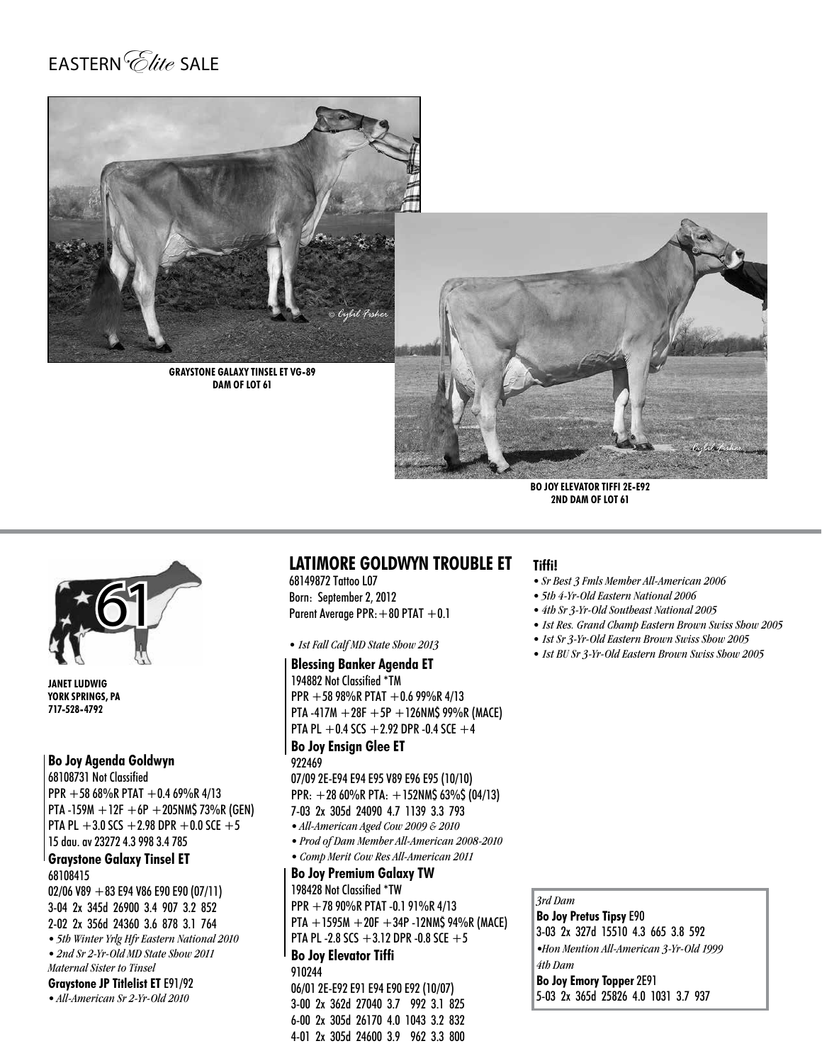EASTERN *Elite* SALE

**GRAYSTONE GALAXY TINSEL ET VG-89**
**DAM OF LOT 61**

**BO JOY ELEVATOR TIFFI 2E-E92**
**2ND DAM OF LOT 61**

61

**JANET LUDWIG**
**YORK SPRINGS, PA**
**717-528-4792**

## LATIMORE GOLDWYN TROUBLE ET

68149872 Tattoo L07
Born: September 2, 2012
Parent Average PPR: +80 PTAT +0.1

- *1st Fall Calf MD State Show 2013*

**Bo Joy Agenda Goldwyn**
68108731 Not Classified
PPR +58 68%R PTAT +0.4 69%R 4/13
PTA -159M +12F +6P +205NM$ 73%R (GEN)
PTA PL +3.0 SCS +2.98 DPR +0.0 SCE +5
15 dau. av 23272 4.3 998 3.4 785

**Blessing Banker Agenda ET**
194882 Not Classified *TM
PPR +58 98%R PTAT +0.6 99%R 4/13
PTA -417M +28F +5P +126NM$ 99%R (MACE)
PTA PL +0.4 SCS +2.92 DPR -0.4 SCE +4

**Bo Joy Ensign Glee ET**
922469
07/09 2E-E94 E94 E95 V89 E96 E95 (10/10)
PPR: +28 60%R PTA: +152NM$ 63%$ (04/13)
7-03 2x 305d 24090 4.7 1139 3.3 793
- *All-American Aged Cow 2009 & 2010*
- *Prod of Dam Member All-American 2008-2010*
- *Comp Merit Cow Res All-American 2011*

**Graystone Galaxy Tinsel ET**
68108415
02/06 V89 +83 E94 V86 E90 E90 (07/11)
3-04 2x 345d 26900 3.4 907 3.2 852
2-02 2x 356d 24360 3.6 878 3.1 764
- *5th Winter Yrlg Hfr Eastern National 2010*
- *2nd Sr 2-Yr-Old MD State Show 2011*

*Maternal Sister to Tinsel*
**Graystone JP Titlelist ET** E91/92
- *All-American Sr 2-Yr-Old 2010*

**Bo Joy Premium Galaxy TW**
198428 Not Classified *TW
PPR +78 90%R PTAT -0.1 91%R 4/13
PTA +1595M +20F +34P -12NM$ 94%R (MACE)
PTA PL -2.8 SCS +3.12 DPR -0.8 SCE +5

**Bo Joy Elevator Tiffi**
910244
06/01 2E-E92 E91 E94 E90 E92 (10/07)
3-00 2x 362d 27040 3.7 992 3.1 825
6-00 2x 305d 26170 4.0 1043 3.2 832
4-01 2x 305d 24600 3.9 962 3.3 800

**Tiffi!**
- *Sr Best 3 Fmls Member All-American 2006*
- *5th 4-Yr-Old Eastern National 2006*
- *4th Sr 3-Yr-Old Southeast National 2005*
- *1st Res. Grand Champ Eastern Brown Swiss Show 2005*
- *1st Sr 3-Yr-Old Eastern Brown Swiss Show 2005*
- *1st BU Sr 3-Yr-Old Eastern Brown Swiss Show 2005*

*3rd Dam*
**Bo Joy Pretus Tipsy** E90
3-03 2x 327d 15510 4.3 665 3.8 592
*•Hon Mention All-American 3-Yr-Old 1999*

*4th Dam*
**Bo Joy Emory Topper** 2E91
5-03 2x 365d 25826 4.0 1031 3.7 937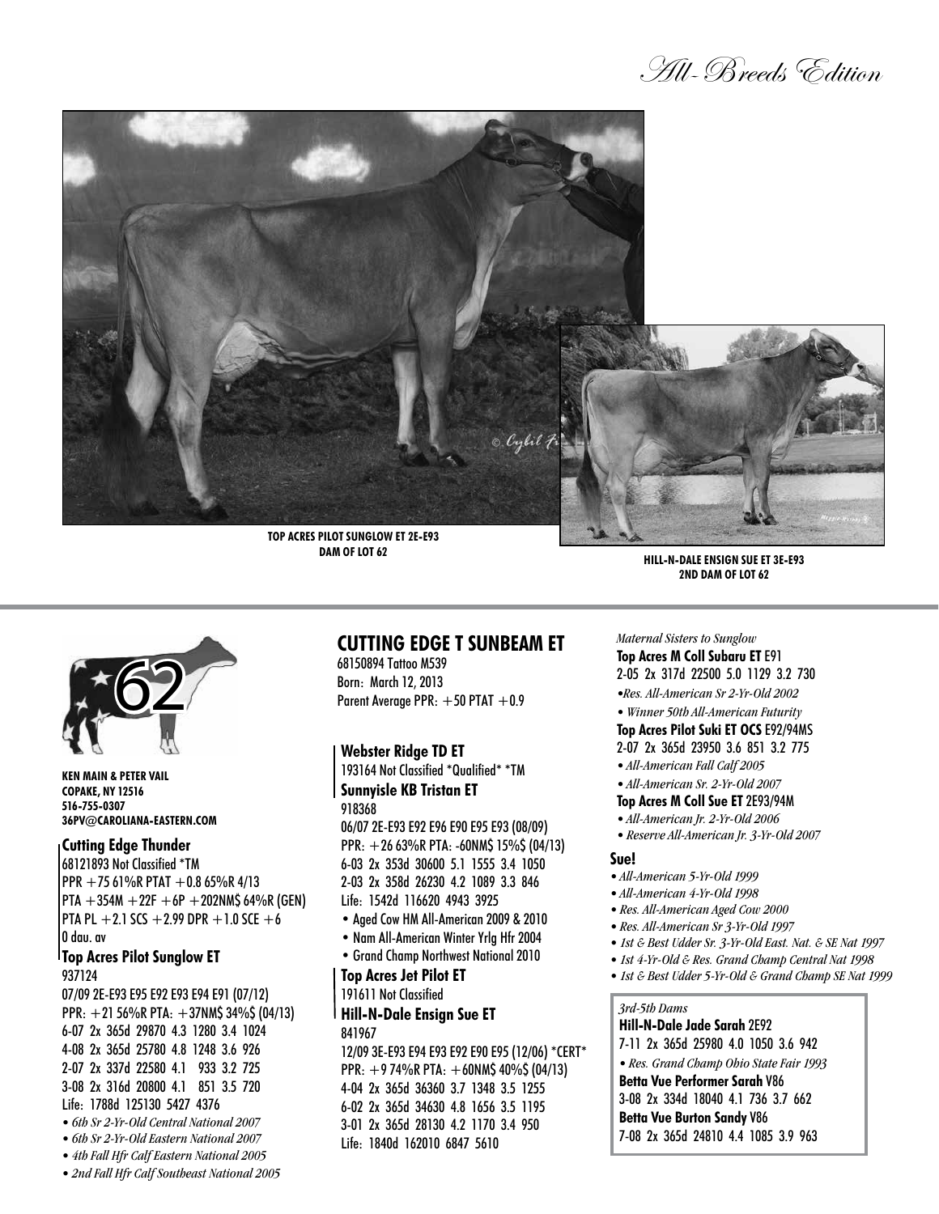TOP ACRES PILOT SUNGLOW ET 2E-E93
DAM OF LOT 62

HILL-N-DALE ENSIGN SUE ET 3E-E93
2ND DAM OF LOT 62

62

**KEN MAIN & PETER VAIL**
**COPAKE, NY 12516**
**516-755-0307**
**36PV@CAROLIANA-EASTERN.COM**

# CUTTING EDGE T SUNBEAM ET

68150894 Tattoo M539
Born: March 12, 2013
Parent Average PPR: +50 PTAT +0.9

**Webster Ridge TD ET**
193164 Not Classified *Qualified* *TM

**Sunnyisle KB Tristan ET**
918368
06/07 2E-E93 E92 E96 E90 E95 E93 (08/09)
PPR: +26 63%R PTA: -60NM$ 15%$ (04/13)
6-03 2x 353d 30600 5.1 1555 3.4 1050
2-03 2x 358d 26230 4.2 1089 3.3 846
Life: 1542d 116620 4943 3925
- Aged Cow HM All-American 2009 & 2010
- Nom All-American Winter Yrlg Hfr 2004
- Grand Champ Northwest National 2010

**Top Acres Jet Pilot ET**
191611 Not Classified

**Hill-N-Dale Ensign Sue ET**
841967
12/09 3E-E93 E94 E93 E92 E90 E95 (12/06) *CERT*
PPR: +9 74%R PTA: +60NM$ 40%$ (04/13)
4-04 2x 365d 36360 3.7 1348 3.5 1255
6-02 2x 365d 34630 4.8 1656 3.5 1195
3-01 2x 365d 28130 4.2 1170 3.4 950
Life: 1840d 162010 6847 5610

**Cutting Edge Thunder**
68121893 Not Classified *TM
PPR +75 61%R PTAT +0.8 65%R 4/13
PTA +354M +22F +6P +202NM$ 64%R (GEN)
PTA PL +2.1 SCS +2.99 DPR +1.0 SCE +6
0 dau. av

**Top Acres Pilot Sunglow ET**
937124
07/09 2E-E93 E95 E92 E93 E94 E91 (07/12)
PPR: +21 56%R PTA: +37NM$ 34%$ (04/13)
6-07 2x 365d 29870 4.3 1280 3.4 1024
4-08 2x 365d 25780 4.8 1248 3.6 926
2-07 2x 337d 22580 4.1 933 3.2 725
3-08 2x 316d 20800 4.1 851 3.5 720
Life: 1788d 125130 5427 4376
- *6th Sr 2-Yr-Old Central National 2007*
- *6th Sr 2-Yr-Old Eastern National 2007*
- *4th Fall Hfr Calf Eastern National 2005*
- *2nd Fall Hfr Calf Southeast National 2005*

*Maternal Sisters to Sunglow*

**Top Acres M Coll Subaru ET** E91
2-05 2x 317d 22500 5.0 1129 3.2 730
- *Res. All-American Sr 2-Yr-Old 2002*
- *Winner 50th All-American Futurity*

**Top Acres Pilot Suki ET OCS** E92/94MS
2-07 2x 365d 23950 3.6 851 3.2 775
- *All-American Fall Calf 2005*
- *All-American Sr. 2-Yr-Old 2007*

**Top Acres M Coll Sue ET** 2E93/94M
- *All-American Jr. 2-Yr-Old 2006*
- *Reserve All-American Jr. 3-Yr-Old 2007*

**Sue!**
- *All-American 5-Yr-Old 1999*
- *All-American 4-Yr-Old 1998*
- *Res. All-American Aged Cow 2000*
- *Res. All-American Sr 3-Yr-Old 1997*
- *1st & Best Udder Sr. 3-Yr-Old East. Nat. & SE Nat 1997*
- *1st 4-Yr-Old & Res. Grand Champ Central Nat 1998*
- *1st & Best Udder 5-Yr-Old & Grand Champ SE Nat 1999*

*3rd-5th Dams*

**Hill-N-Dale Jade Sarah** 2E92
7-11 2x 365d 25980 4.0 1050 3.6 942
- *Res. Grand Champ Ohio State Fair 1993*

**Betta Vue Performer Sarah** V86
3-08 2x 334d 18040 4.1 736 3.7 662

**Betta Vue Burton Sandy** V86
7-08 2x 365d 24810 4.4 1085 3.9 963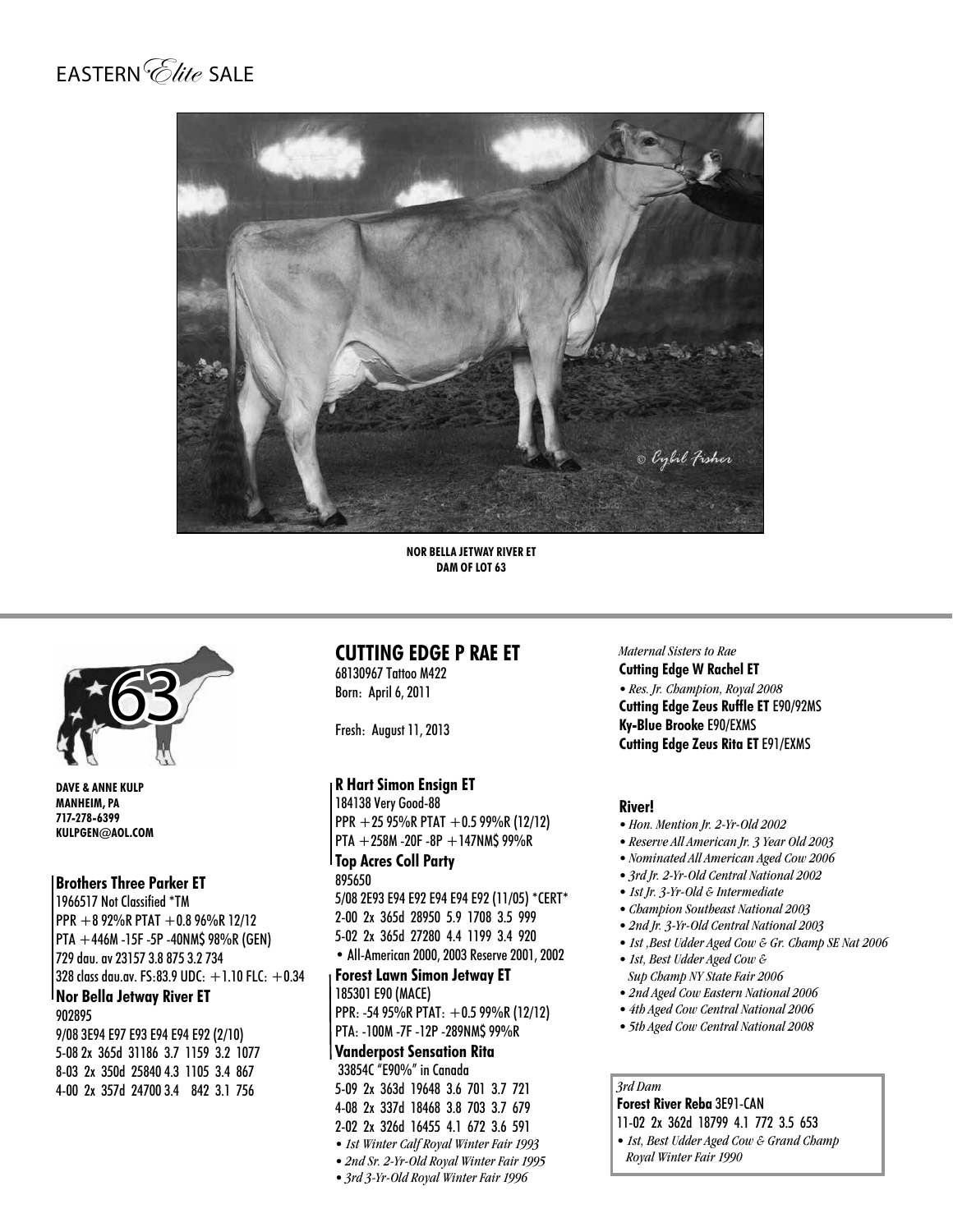EASTERN *Elite* SALE

NOR BELLA JETWAY RIVER ET
DAM OF LOT 63

63

**DAVE & ANNE KULP**
**MANHEIM, PA**
**717-278-6399**
**KULPGEN@AOL.COM**

## CUTTING EDGE P RAE ET

68130967 Tattoo M422
Born: April 6, 2011

Fresh: August 11, 2013

**Brothers Three Parker ET**
1966517 Not Classified *TM
PPR +8 92%R PTAT +0.8 96%R 12/12
PTA +446M -15F -5P -40NM$ 98%R (GEN)
729 dau. av 23157 3.8 875 3.2 734
328 class dau.av. FS:83.9 UDC: +1.10 FLC: +0.34

**Nor Bella Jetway River ET**
902895
9/08 3E94 E97 E93 E94 E94 E92 (2/10)
5-08 2x 365d 31186 3.7 1159 3.2 1077
8-03 2x 350d 25840 4.3 1105 3.4 867
4-00 2x 357d 24700 3.4 842 3.1 756

**R Hart Simon Ensign ET**
184138 Very Good-88
PPR +25 95%R PTAT +0.5 99%R (12/12)
PTA +258M -20F -8P +147NM$ 99%R

**Top Acres Coll Party**
895650
5/08 2E93 E94 E92 E94 E94 E92 (11/05) *CERT*
2-00 2x 365d 28950 5.9 1708 3.5 999
5-02 2x 365d 27280 4.4 1199 3.4 920
• All-American 2000, 2003 Reserve 2001, 2002

**Forest Lawn Simon Jetway ET**
185301 E90 (MACE)
PPR: -54 95%R PTAT: +0.5 99%R (12/12)
PTA: -100M -7F -12P -289NM$ 99%R

**Vanderpost Sensation Rita**
33854C "E90%" in Canada
5-09 2x 363d 19648 3.6 701 3.7 721
4-08 2x 337d 18468 3.8 703 3.7 679
2-02 2x 326d 16455 4.1 672 3.6 591
- *1st Winter Calf Royal Winter Fair 1993*
- *2nd Sr. 2-Yr-Old Royal Winter Fair 1995*
- *3rd 3-Yr-Old Royal Winter Fair 1996*

*Maternal Sisters to Rae*
**Cutting Edge W Rachel ET**
- *Res. Jr. Champion, Royal 2008*

**Cutting Edge Zeus Ruffle ET** E90/92MS
**Ky-Blue Brooke** E90/EXMS
**Cutting Edge Zeus Rita ET** E91/EXMS

**River!**
- *Hon. Mention Jr. 2-Yr-Old 2002*
- *Reserve All American Jr. 3 Year Old 2003*
- *Nominated All American Aged Cow 2006*
- *3rd Jr. 2-Yr-Old Central National 2002*
- *1st Jr. 3-Yr-Old & Intermediate*
- *Champion Southeast National 2003*
- *2nd Jr. 3-Yr-Old Central National 2003*
- *1st ,Best Udder Aged Cow & Gr. Champ SE Nat 2006*
- *1st, Best Udder Aged Cow & Sup Champ NY State Fair 2006*
- *2nd Aged Cow Eastern National 2006*
- *4th Aged Cow Central National 2006*
- *5th Aged Cow Central National 2008*

*3rd Dam*
**Forest River Reba** 3E91-CAN
11-02 2x 362d 18799 4.1 772 3.5 653
- *1st, Best Udder Aged Cow & Grand Champ Royal Winter Fair 1990*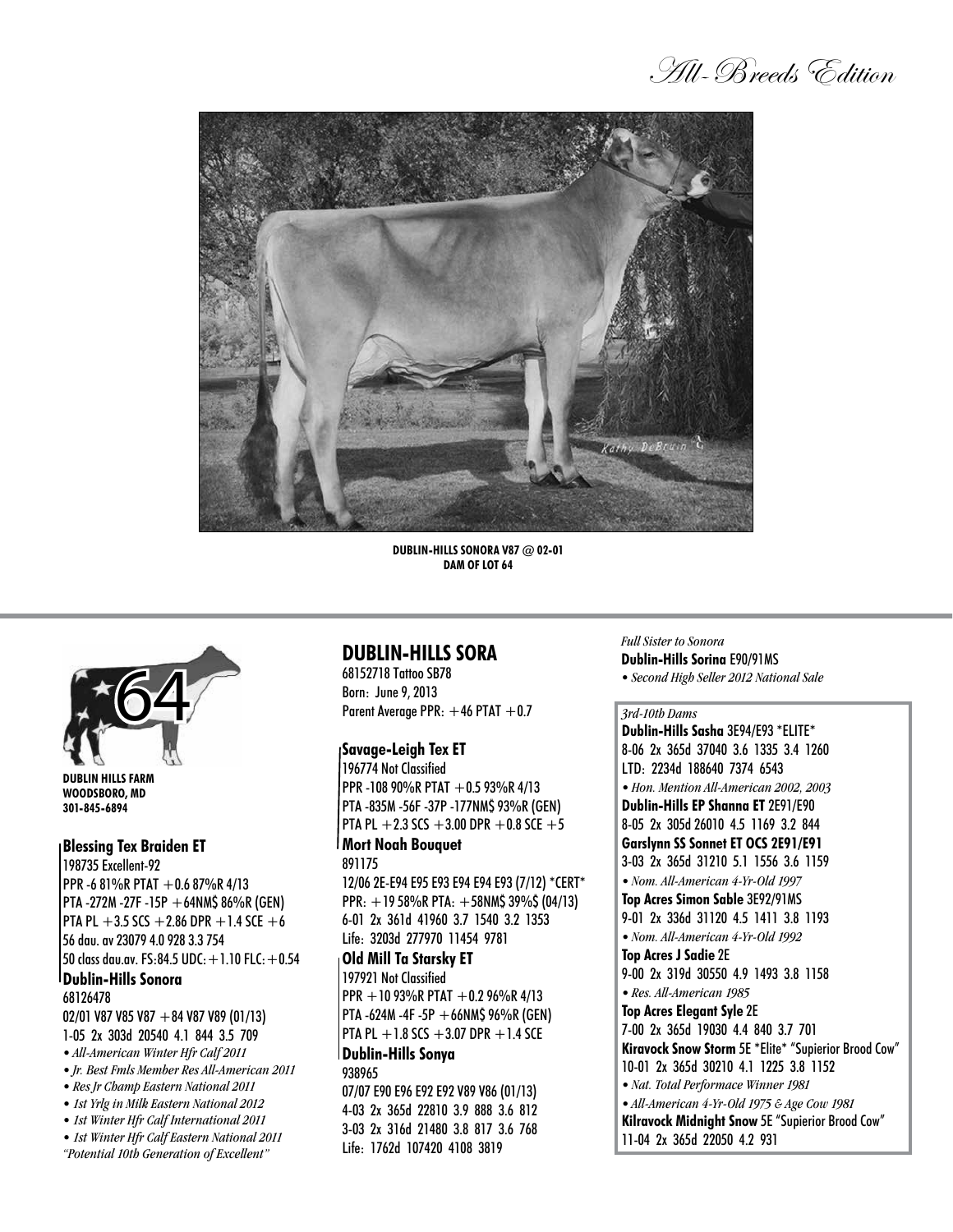DUBLIN-HILLS SONORA V87 @ 02-01
DAM OF LOT 64

64

**DUBLIN HILLS FARM**
**WOODSBORO, MD**
**301-845-6894**

## DUBLIN-HILLS SORA

68152718 Tattoo SB78
Born: June 9, 2013
Parent Average PPR: +46 PTAT +0.7

**Savage-Leigh Tex ET**
196774 Not Classified
PPR -108 90%R PTAT +0.5 93%R 4/13
PTA -835M -56F -37P -177NM$ 93%R (GEN)
PTA PL +2.3 SCS +3.00 DPR +0.8 SCE +5

**Blessing Tex Braiden ET**
198735 Excellent-92
PPR -6 81%R PTAT +0.6 87%R 4/13
PTA -272M -27F -15P +64NM$ 86%R (GEN)
PTA PL +3.5 SCS +2.86 DPR +1.4 SCE +6
56 dau. av 23079 4.0 928 3.3 754
50 class dau.av. FS:84.5 UDC:+1.10 FLC:+0.54

**Mort Noah Bouquet**
891175
12/06 2E-E94 E95 E93 E94 E94 E93 (7/12) *CERT*
PPR: +19 58%R PTA: +58NM$ 39%$ (04/13)
6-01 2x 361d 41960 3.7 1540 3.2 1353
Life: 3203d 277970 11454 9781

**Old Mill Ta Starsky ET**
197921 Not Classified
PPR +10 93%R PTAT +0.2 96%R 4/13
PTA -624M -4F -5P +66NM$ 96%R (GEN)
PTA PL +1.8 SCS +3.07 DPR +1.4 SCE

**Dublin-Hills Sonora**
68126478
02/01 V87 V85 V87 +84 V87 V89 (01/13)
1-05 2x 303d 20540 4.1 844 3.5 709
- *All-American Winter Hfr Calf 2011*
- *Jr. Best Fmls Member Res All-American 2011*
- *Res Jr Champ Eastern National 2011*
- *1st Yrlg in Milk Eastern National 2012*
- *1st Winter Hfr Calf International 2011*
- *1st Winter Hfr Calf Eastern National 2011*

*"Potential 10th Generation of Excellent"*

**Dublin-Hills Sonya**
938965
07/07 E90 E96 E92 E92 V89 V86 (01/13)
4-03 2x 365d 22810 3.9 888 3.6 812
3-03 2x 316d 21480 3.8 817 3.6 768
Life: 1762d 107420 4108 3819

*Full Sister to Sonora*
**Dublin-Hills Sorina** E90/91MS
- *Second High Seller 2012 National Sale*

*3rd-10th Dams*

**Dublin-Hills Sasha** 3E94/E93 *ELITE*
8-06 2x 365d 37040 3.6 1335 3.4 1260
LTD: 2234d 188640 7374 6543
- *Hon. Mention All-American 2002, 2003*

**Dublin-Hills EP Shanna ET** 2E91/E90
8-05 2x 305d 26010 4.5 1169 3.2 844

**Garslynn SS Sonnet ET OCS 2E91/E91**
3-03 2x 365d 31210 5.1 1556 3.6 1159
- *Nom. All-American 4-Yr-Old 1997*

**Top Acres Simon Sable** 3E92/91MS
9-01 2x 336d 31120 4.5 1411 3.8 1193
- *Nom. All-American 4-Yr-Old 1992*

**Top Acres J Sadie** 2E
9-00 2x 319d 30550 4.9 1493 3.8 1158
- *Res. All-American 1985*

**Top Acres Elegant Syle** 2E
7-00 2x 365d 19030 4.4 840 3.7 701

**Kiravock Snow Storm** 5E *Elite* "Supierior Brood Cow"
10-01 2x 365d 30210 4.1 1225 3.8 1152
- *Nat. Total Performace Winner 1981*
- *All-American 4-Yr-Old 1975 & Age Cow 1981*

**Kilravock Midnight Snow** 5E "Supierior Brood Cow"
11-04 2x 365d 22050 4.2 931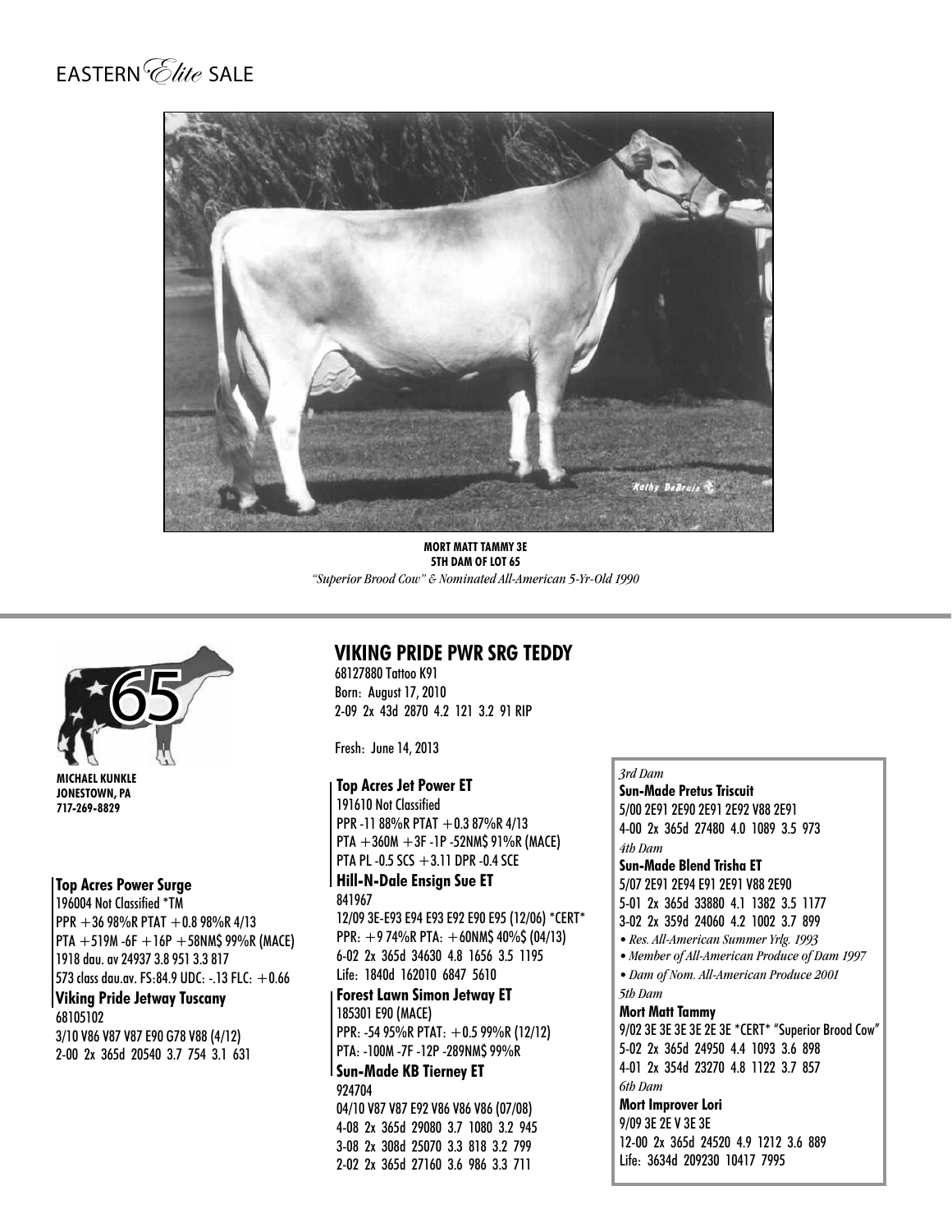EASTERN *Elite* SALE

**MORT MATT TAMMY 3E**
**5TH DAM OF LOT 65**
*"Superior Brood Cow" & Nominated All-American 5-Yr-Old 1990*

65

**MICHAEL KUNKLE**
**JONESTOWN, PA**
**717-269-8829**

## VIKING PRIDE PWR SRG TEDDY

68127880 Tattoo K91
Born: August 17, 2010
2-09 2x 43d 2870 4.2 121 3.2 91 RIP

Fresh: June 14, 2013

**Top Acres Power Surge**
196004 Not Classified *TM
PPR +36 98%R PTAT +0.8 98%R 4/13
PTA +519M -6F +16P +58NM$ 99%R (MACE)
1918 dau. av 24937 3.8 951 3.3 817
573 class dau.av. FS:84.9 UDC: -.13 FLC: +0.66

**Viking Pride Jetway Tuscany**
68105102
3/10 V86 V87 V87 E90 G78 V88 (4/12)
2-00 2x 365d 20540 3.7 754 3.1 631

**Top Acres Jet Power ET**
191610 Not Classified
PPR -11 88%R PTAT +0.3 87%R 4/13
PTA +360M +3F -1P -52NM$ 91%R (MACE)
PTA PL -0.5 SCS +3.11 DPR -0.4 SCE

**Hill-N-Dale Ensign Sue ET**
841967
12/09 3E-E93 E94 E93 E92 E90 E95 (12/06) *CERT*
PPR: +9 74%R PTA: +60NM$ 40%$ (04/13)
6-02 2x 365d 34630 4.8 1656 3.5 1195
Life: 1840d 162010 6847 5610

**Forest Lawn Simon Jetway ET**
185301 E90 (MACE)
PPR: -54 95%R PTAT: +0.5 99%R (12/12)
PTA: -100M -7F -12P -289NM$ 99%R

**Sun-Made KB Tierney ET**
924704
04/10 V87 V87 E92 V86 V86 V86 (07/08)
4-08 2x 365d 29080 3.7 1080 3.2 945
3-08 2x 308d 25070 3.3 818 3.2 799
2-02 2x 365d 27160 3.6 986 3.3 711

*3rd Dam*
**Sun-Made Pretus Triscuit**
5/00 2E91 2E90 2E91 2E92 V88 2E91
4-00 2x 365d 27480 4.0 1089 3.5 973

*4th Dam*
**Sun-Made Blend Trisha ET**
5/07 2E91 2E94 E91 2E91 V88 2E90
5-01 2x 365d 33880 4.1 1382 3.5 1177
3-02 2x 359d 24060 4.2 1002 3.7 899
- *Res. All-American Summer Yrlg. 1993*
- *Member of All-American Produce of Dam 1997*
- *Dam of Nom. All-American Produce 2001*

*5th Dam*
**Mort Matt Tammy**
9/02 3E 3E 3E 3E 2E 3E *CERT* "Superior Brood Cow"
5-02 2x 365d 24950 4.4 1093 3.6 898
4-01 2x 354d 23270 4.8 1122 3.7 857

*6th Dam*
**Mort Improver Lori**
9/09 3E 2E V 3E 3E
12-00 2x 365d 24520 4.9 1212 3.6 889
Life: 3634d 209230 10417 7995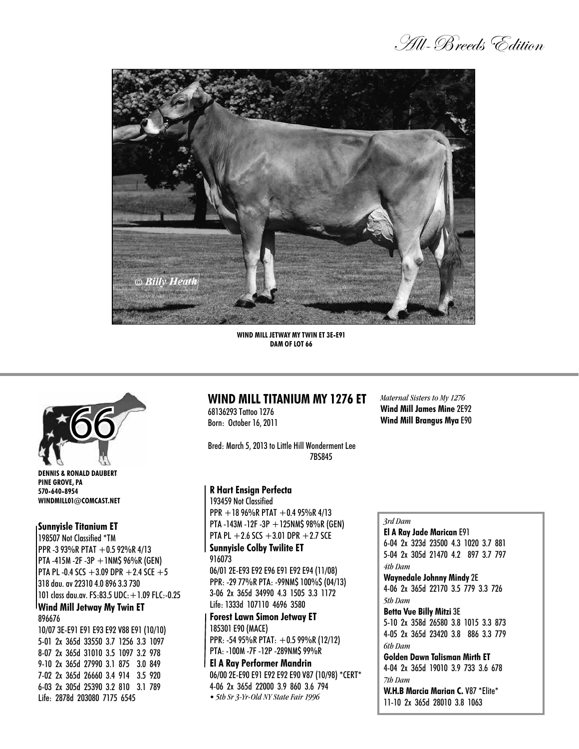All-Breeds Edition

WIND MILL JETWAY MY TWIN ET 3E-E91
DAM OF LOT 66

66

**DENNIS & RONALD DAUBERT**
**PINE GROVE, PA**
**570-640-8954**
**WINDMILL01@COMCAST.NET**

## WIND MILL TITANIUM MY 1276 ET

68136293 Tattoo 1276
Born: October 16, 2011

Bred: March 5, 2013 to Little Hill Wonderment Lee 7BS845

*Maternal Sisters to My 1276*
**Wind Mill James Mine** 2E92
**Wind Mill Brangus Mya** E90

**Sunnyisle Titanium ET**
198507 Not Classified *TM
PPR -3 93%R PTAT +0.5 92%R 4/13
PTA -415M -2F -3P +1NM$ 96%R (GEN)
PTA PL -0.4 SCS +3.09 DPR +2.4 SCE +5
318 dau. av 22310 4.0 896 3.3 730
101 class dau.av. FS:83.5 UDC:+1.09 FLC:-0.25

**R Hart Ensign Perfecta**
193459 Not Classified
PPR +18 96%R PTAT +0.4 95%R 4/13
PTA -143M -12F -3P +125NM$ 98%R (GEN)
PTA PL +2.6 SCS +3.01 DPR +2.7 SCE

**Sunnyisle Colby Twilite ET**
916073
06/01 2E-E93 E92 E96 E91 E92 E94 (11/08)
PPR: -29 77%R PTA: -99NM$ 100%$ (04/13)
3-06 2x 365d 34990 4.3 1505 3.3 1172
Life: 1333d 107110 4696 3580

**Wind Mill Jetway My Twin ET**
896676
10/07 3E-E91 E91 E93 E92 V88 E91 (10/10)
5-01 2x 365d 33550 3.7 1256 3.3 1097
8-07 2x 365d 31010 3.5 1097 3.2 978
9-10 2x 365d 27990 3.1 875 3.0 849
7-02 2x 365d 26660 3.4 914 3.5 920
6-03 2x 305d 25390 3.2 810 3.1 789
Life: 2878d 203080 7175 6545

**Forest Lawn Simon Jetway ET**
185301 E90 (MACE)
PPR: -54 95%R PTAT: +0.5 99%R (12/12)
PTA: -100M -7F -12P -289NM$ 99%R

**El A Ray Performer Mandrin**
06/00 2E-E90 E91 E92 E92 E90 V87 (10/98) *CERT*
4-06 2x 365d 22000 3.9 860 3.6 794
• *5th Sr 3-Yr-Old NY State Fair 1996*

*3rd Dam*
**El A Ray Jade Marican** E91
6-04 2x 323d 23500 4.3 1020 3.7 881
5-04 2x 305d 21470 4.2 897 3.7 797

*4th Dam*
**Waynedale Johnny Mindy** 2E
4-06 2x 365d 22170 3.5 779 3.3 726

*5th Dam*
**Betta Vue Billy Mitzi** 3E
5-10 2x 358d 26580 3.8 1015 3.3 873
4-05 2x 365d 23420 3.8 886 3.3 779

*6th Dam*
**Golden Dawn Talisman Mirth ET**
4-04 2x 365d 19010 3.9 733 3.6 678

*7th Dam*
**W.H.B Marcia Marian C.** V87 *Elite*
11-10 2x 365d 28010 3.8 1063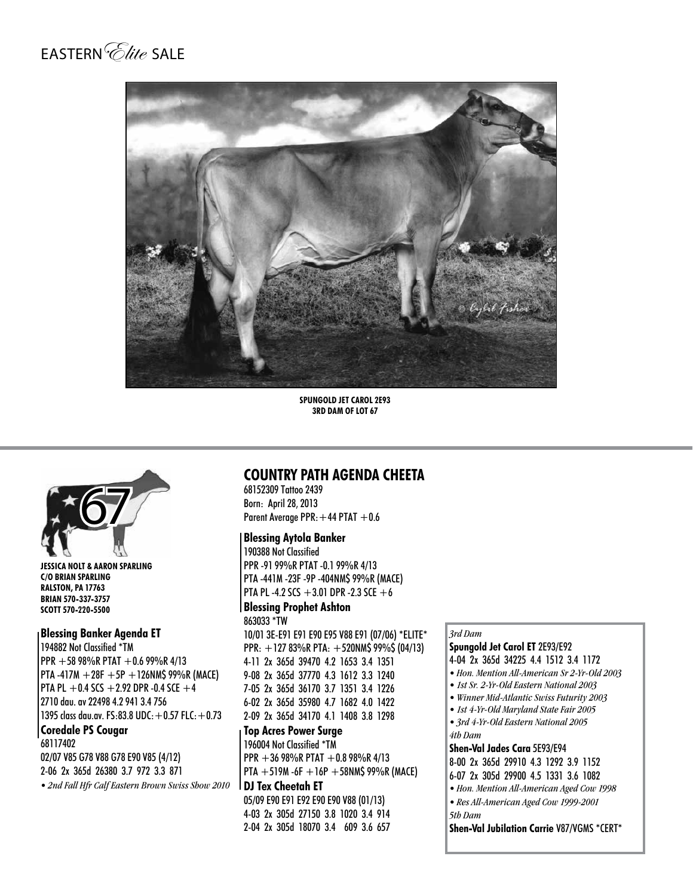EASTERN *Elite* SALE

**SPUNGOLD JET CAROL 2E93**
**3RD DAM OF LOT 67**

67

**JESSICA NOLT & AARON SPARLING**
**C/O BRIAN SPARLING**
**RALSTON, PA 17763**
**BRIAN 570-337-3757**
**SCOTT 570-220-5500**

## COUNTRY PATH AGENDA CHEETA

68152309 Tattoo 2439
Born: April 28, 2013
Parent Average PPR: +44 PTAT +0.6

**Blessing Banker Agenda ET**
194882 Not Classified *TM
PPR +58 98%R PTAT +0.6 99%R 4/13
PTA -417M +28F +5P +126NM$ 99%R (MACE)
PTA PL +0.4 SCS +2.92 DPR -0.4 SCE +4
2710 dau. av 22498 4.2 941 3.4 756
1395 class dau.av. FS:83.8 UDC:+0.57 FLC:+0.73

**Blessing Aytola Banker**
190388 Not Classified
PPR -91 99%R PTAT -0.1 99%R 4/13
PTA -441M -23F -9P -404NM$ 99%R (MACE)
PTA PL -4.2 SCS +3.01 DPR -2.3 SCE +6

**Blessing Prophet Ashton**
863033 *TW
10/01 3E-E91 E91 E90 E95 V88 E91 (07/06) *ELITE*
PPR: +127 83%R PTA: +520NM$ 99%S (04/13)
4-11 2x 365d 39470 4.2 1653 3.4 1351
9-08 2x 365d 37770 4.3 1612 3.3 1240
7-05 2x 365d 36170 3.7 1351 3.4 1226
6-02 2x 365d 35980 4.7 1682 4.0 1422
2-09 2x 365d 34170 4.1 1408 3.8 1298

**Coredale PS Cougar**
68117402
02/07 V85 G78 V88 G78 E90 V85 (4/12)
2-06 2x 365d 26380 3.7 972 3.3 871
- *2nd Fall Hfr Calf Eastern Brown Swiss Show 2010*

**Top Acres Power Surge**
196004 Not Classified *TM
PPR +36 98%R PTAT +0.8 98%R 4/13
PTA +519M -6F +16P +58NM$ 99%R (MACE)

**DJ Tex Cheetah ET**
05/09 E90 E91 E92 E90 E90 V88 (01/13)
4-03 2x 305d 27150 3.8 1020 3.4 914
2-04 2x 305d 18070 3.4 609 3.6 657

*3rd Dam*
**Spungold Jet Carol ET** 2E93/E92
4-04 2x 365d 34225 4.4 1512 3.4 1172
- *Hon. Mention All-American Sr 2-Yr-Old 2003*
- *1st Sr. 2-Yr-Old Eastern National 2003*
- *Winner Mid-Atlantic Swiss Futurity 2003*
- *1st 4-Yr-Old Maryland State Fair 2005*
- *3rd 4-Yr-Old Eastern National 2005*

*4th Dam*
**Shen-Val Jades Cara** 5E93/E94
8-00 2x 365d 29910 4.3 1292 3.9 1152
6-07 2x 305d 29900 4.5 1331 3.6 1082
- *Hon. Mention All-American Aged Cow 1998*
- *Res All-American Aged Cow 1999-2001*

*5th Dam*
**Shen-Val Jubilation Carrie** V87/VGMS *CERT*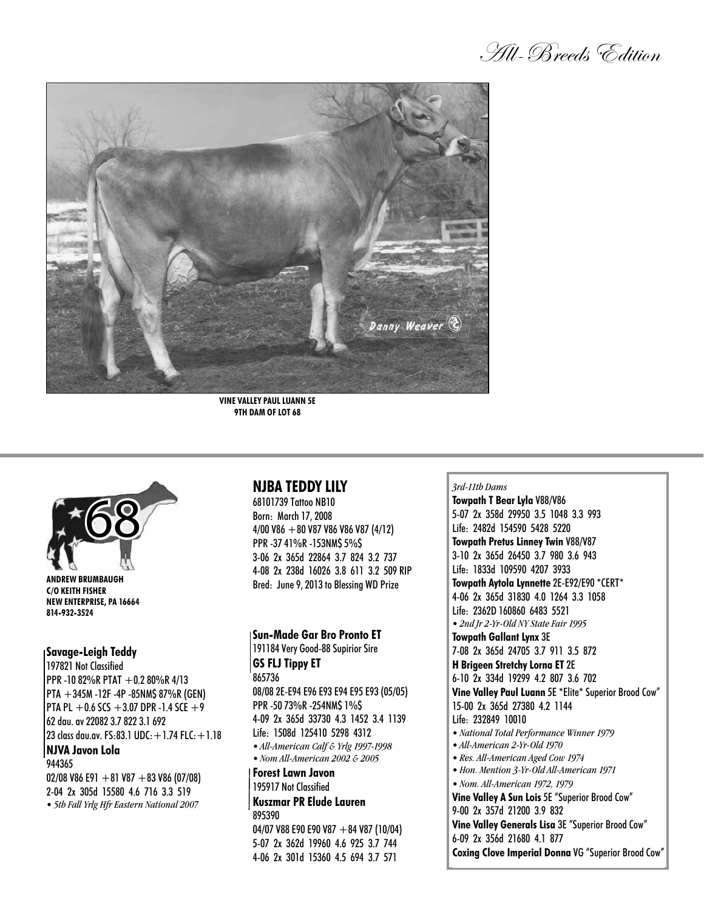VINE VALLEY PAUL LUANN 5E
9TH DAM OF LOT 68

68

ANDREW BRUMBAUGH
C/O KEITH FISHER
NEW ENTERPRISE, PA 16664
814-932-3524

## NJBA TEDDY LILY

68101739 Tattoo NB10
Born: March 17, 2008
4/00 V86 +80 V87 V86 V86 V87 (4/12)
PPR -37 41%R -153NM$ 5%$
3-06 2x 365d 22864 3.7 824 3.2 737
4-08 2x 238d 16026 3.8 611 3.2 509 RIP
Bred: June 9, 2013 to Blessing WD Prize

**Savage-Leigh Teddy**
197821 Not Classified
PPR -10 82%R PTAT +0.2 80%R 4/13
PTA +345M -12F -4P -85NM$ 87%R (GEN)
PTA PL +0.6 SCS +3.07 DPR -1.4 SCE +9
62 dau. av 22082 3.7 822 3.1 692
23 class dau.av. FS:83.1 UDC:+1.74 FLC:+1.18

**NJVA Javon Lola**
944365
02/08 V86 E91 +81 V87 +83 V86 (07/08)
2-04 2x 305d 15580 4.6 716 3.3 519
*• 5th Fall Yrlg Hfr Eastern National 2007*

**Sun-Made Gar Bro Pronto ET**
191184 Very Good-88 Supirior Sire

**GS FLJ Tippy ET**
865736
08/08 2E-E94 E96 E93 E94 E95 E93 (05/05)
PPR -50 73%R -254NM$ 1%$
4-09 2x 365d 33730 4.3 1452 3.4 1139
Life: 1508d 125410 5298 4312
*• All-American Calf & Yrlg 1997-1998*
*• Nom All-American 2002 & 2005*

**Forest Lawn Javon**
195917 Not Classified

**Kuszmar PR Elude Lauren**
895390
04/07 V88 E90 E90 V87 +84 V87 (10/04)
5-07 2x 362d 19960 4.6 925 3.7 744
4-06 2x 301d 15360 4.5 694 3.7 571

*3rd-11th Dams*

**Towpath T Bear Lyla** V88/V86
5-07 2x 358d 29950 3.5 1048 3.3 993
Life: 2482d 154590 5428 5220

**Towpath Pretus Linney Twin** V88/V87
3-10 2x 365d 26450 3.7 980 3.6 943
Life: 1833d 109590 4207 3933

**Towpath Aytola Lynnette** 2E-E92/E90 *CERT*
4-06 2x 365d 31830 4.0 1264 3.3 1058
Life: 2362D 160860 6483 5521
*• 2nd Jr 2-Yr-Old NY State Fair 1995*

**Towpath Gallant Lynx** 3E
7-08 2x 365d 24705 3.7 911 3.5 872

**H Brigeen Stretchy Lorna ET** 2E
6-10 2x 334d 19299 4.2 807 3.6 702

**Vine Valley Paul Luann** 5E *Elite* Superior Brood Cow"
15-00 2x 365d 27380 4.2 1144
Life: 232849 10010
*• National Total Performance Winner 1979*
*• All-American 2-Yr-Old 1970*
*• Res. All-American Aged Cow 1974*
*• Hon. Mention 3-Yr-Old All-American 1971*
*• Nom. All-American 1972, 1979*

**Vine Valley A Sun Lois** 5E "Superior Brood Cow"
9-00 2x 357d 21200 3.9 832

**Vine Valley Generals Lisa** 3E "Superior Brood Cow"
6-09 2x 356d 21680 4.1 877

**Coxing Clove Imperial Donna** VG "Superior Brood Cow"